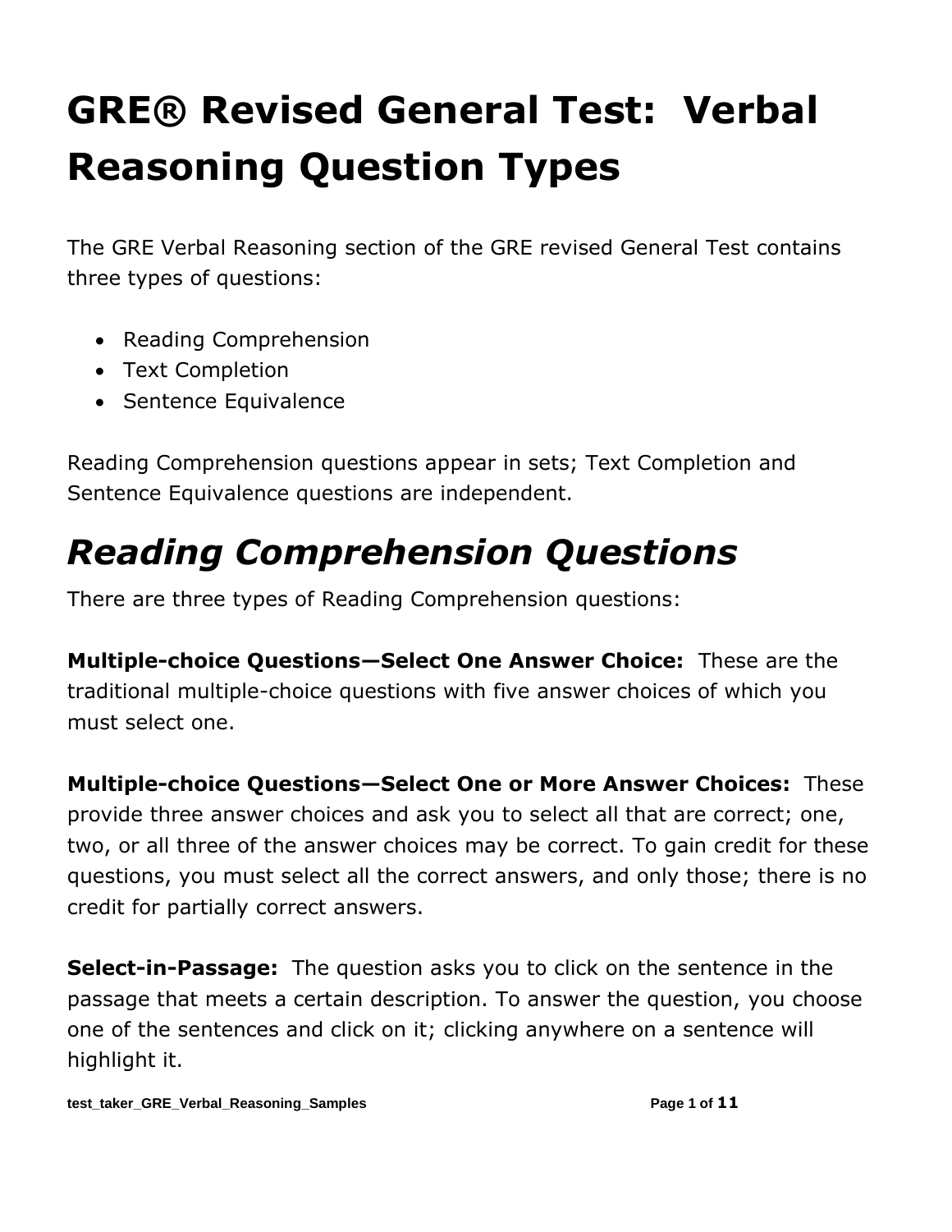# GRE® Revised General Test: Verbal Reasoning Question Types

The GRE Verbal Reasoning section of the GRE revised General Test contains three types of questions:

- Reading Comprehension
- Text Completion
- Sentence Equivalence

Reading Comprehension questions appear in sets; Text Completion and Sentence Equivalence questions are independent.

## *Reading Comprehension Questions*

There are three types of Reading Comprehension questions:

**Multiple-choice Questions—Select One Answer Choice:** These are the traditional multiple-choice questions with five answer choices of which you must select one.

**Multiple-choice Questions—Select One or More Answer Choices:** These provide three answer choices and ask you to select all that are correct; one, two, or all three of the answer choices may be correct. To gain credit for these questions, you must select all the correct answers, and only those; there is no credit for partially correct answers.

**Select-in-Passage:** The question asks you to click on the sentence in the passage that meets a certain description. To answer the question, you choose one of the sentences and click on it; clicking anywhere on a sentence will highlight it.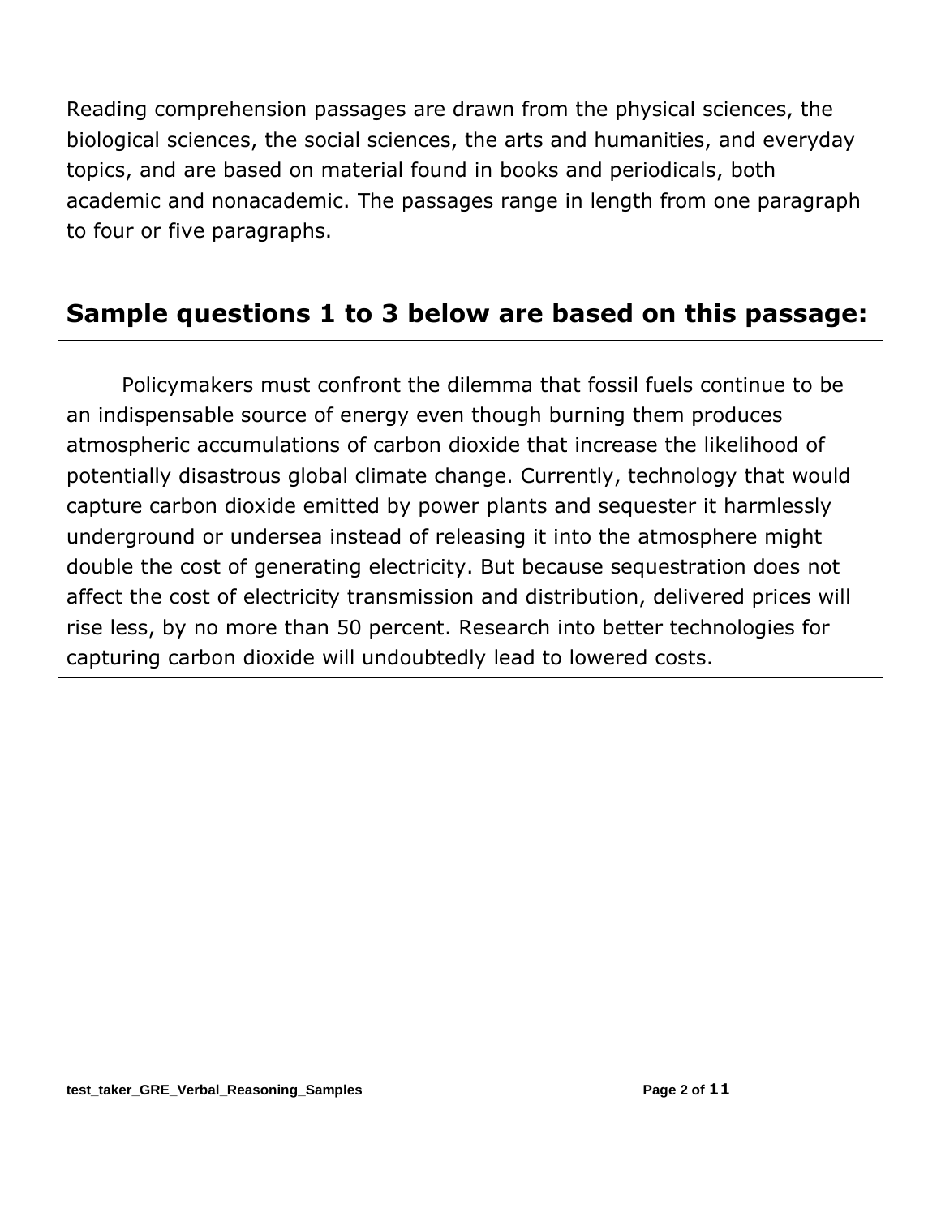Reading comprehension passages are drawn from the physical sciences, the biological sciences, the social sciences, the arts and humanities, and everyday topics, and are based on material found in books and periodicals, both academic and nonacademic. The passages range in length from one paragraph to four or five paragraphs.

## Sample questions 1 to 3 below are based on this passage:

> Policymakers must confront the dilemma that fossil fuels continue to be an indispensable source of energy even though burning them produces atmospheric accumulations of carbon dioxide that increase the likelihood of potentially disastrous global climate change. Currently, technology that would capture carbon dioxide emitted by power plants and sequester it harmlessly underground or undersea instead of releasing it into the atmosphere might double the cost of generating electricity. But because sequestration does not affect the cost of electricity transmission and distribution, delivered prices will rise less, by no more than 50 percent. Research into better technologies for capturing carbon dioxide will undoubtedly lead to lowered costs.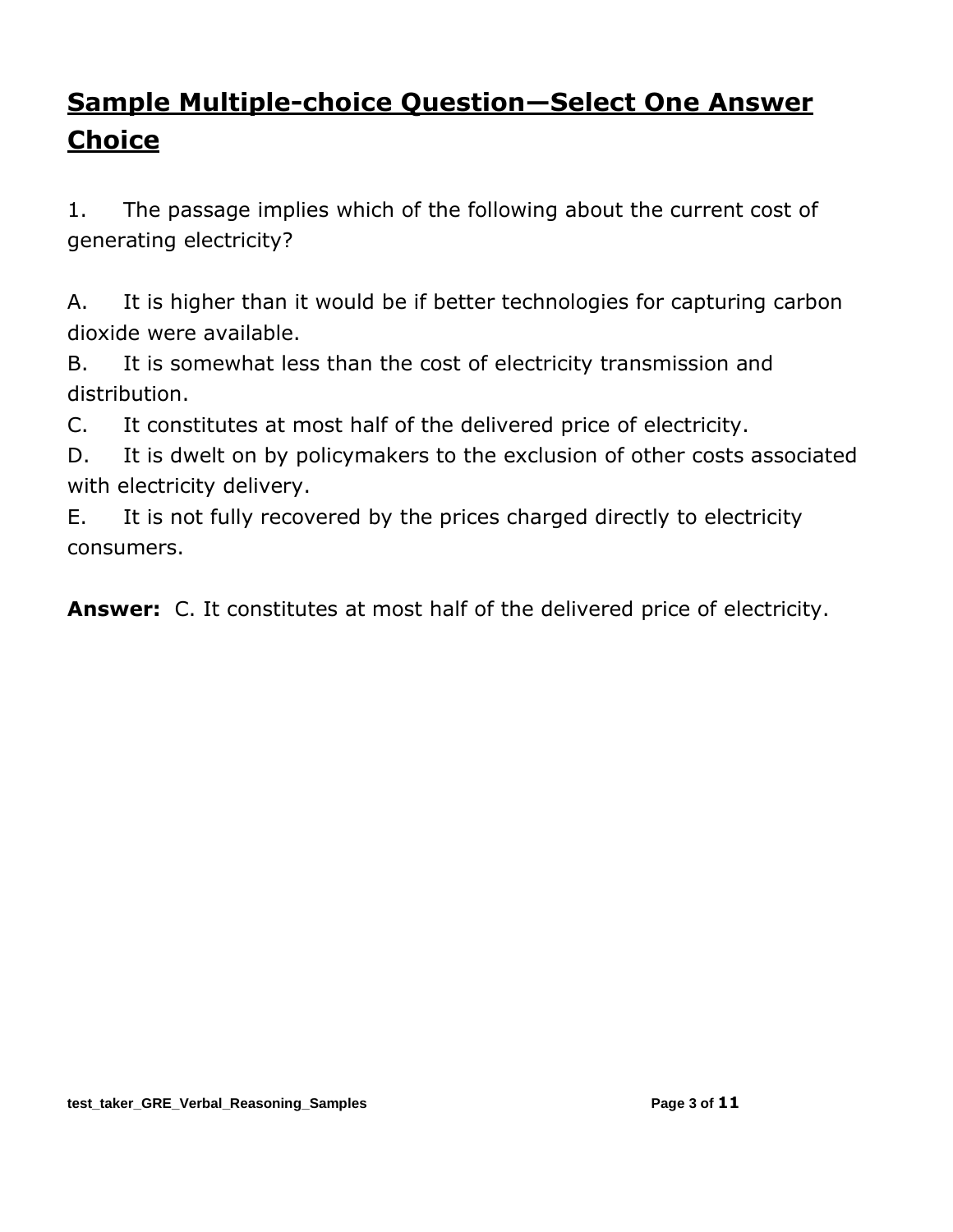## **Sample Multiple-choice Question—Select One Answer Choice**

1. The passage implies which of the following about the current cost of generating electricity?

A. It is higher than it would be if better technologies for capturing carbon dioxide were available.
B. It is somewhat less than the cost of electricity transmission and distribution.
C. It constitutes at most half of the delivered price of electricity.
D. It is dwelt on by policymakers to the exclusion of other costs associated with electricity delivery.
E. It is not fully recovered by the prices charged directly to electricity consumers.

**Answer:** C. It constitutes at most half of the delivered price of electricity.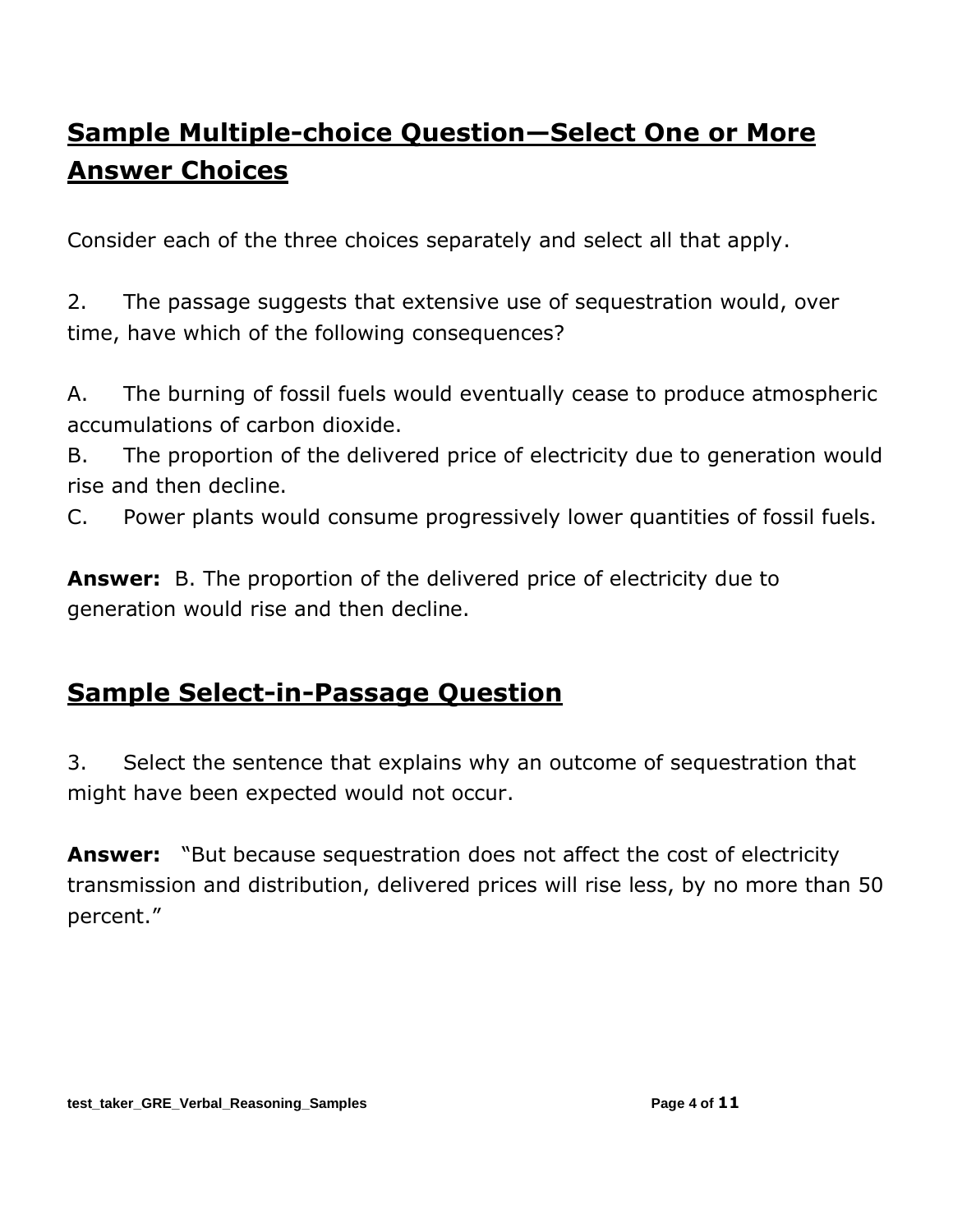## Sample Multiple-choice Question—Select One or More Answer Choices

Consider each of the three choices separately and select all that apply.

2. The passage suggests that extensive use of sequestration would, over time, have which of the following consequences?

A. The burning of fossil fuels would eventually cease to produce atmospheric accumulations of carbon dioxide.
B. The proportion of the delivered price of electricity due to generation would rise and then decline.
C. Power plants would consume progressively lower quantities of fossil fuels.

**Answer:** B. The proportion of the delivered price of electricity due to generation would rise and then decline.

## Sample Select-in-Passage Question

3. Select the sentence that explains why an outcome of sequestration that might have been expected would not occur.

**Answer:** "But because sequestration does not affect the cost of electricity transmission and distribution, delivered prices will rise less, by no more than 50 percent."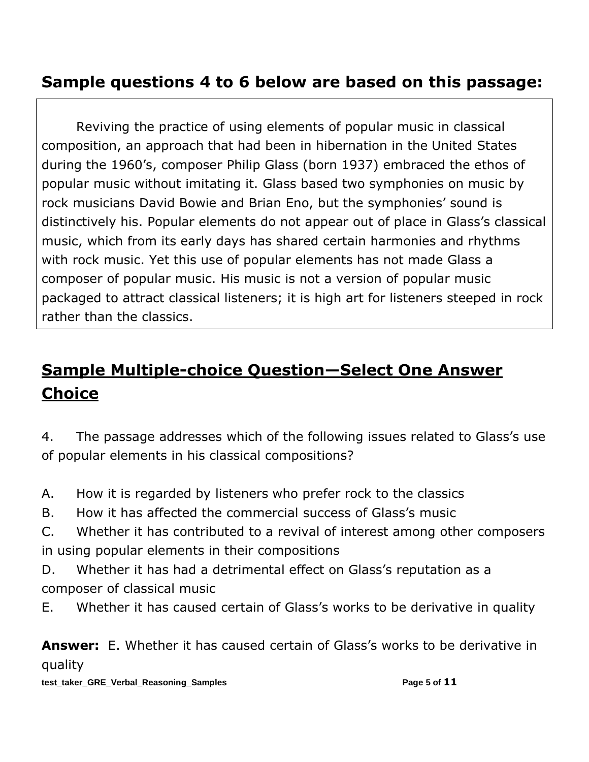## Sample questions 4 to 6 below are based on this passage:

> Reviving the practice of using elements of popular music in classical composition, an approach that had been in hibernation in the United States during the 1960's, composer Philip Glass (born 1937) embraced the ethos of popular music without imitating it. Glass based two symphonies on music by rock musicians David Bowie and Brian Eno, but the symphonies' sound is distinctively his. Popular elements do not appear out of place in Glass's classical music, which from its early days has shared certain harmonies and rhythms with rock music. Yet this use of popular elements has not made Glass a composer of popular music. His music is not a version of popular music packaged to attract classical listeners; it is high art for listeners steeped in rock rather than the classics.

## Sample Multiple-choice Question—Select One Answer Choice

4. The passage addresses which of the following issues related to Glass's use of popular elements in his classical compositions?

A. How it is regarded by listeners who prefer rock to the classics

B. How it has affected the commercial success of Glass's music

C. Whether it has contributed to a revival of interest among other composers in using popular elements in their compositions

D. Whether it has had a detrimental effect on Glass's reputation as a composer of classical music

E. Whether it has caused certain of Glass's works to be derivative in quality

**Answer:** E. Whether it has caused certain of Glass's works to be derivative in quality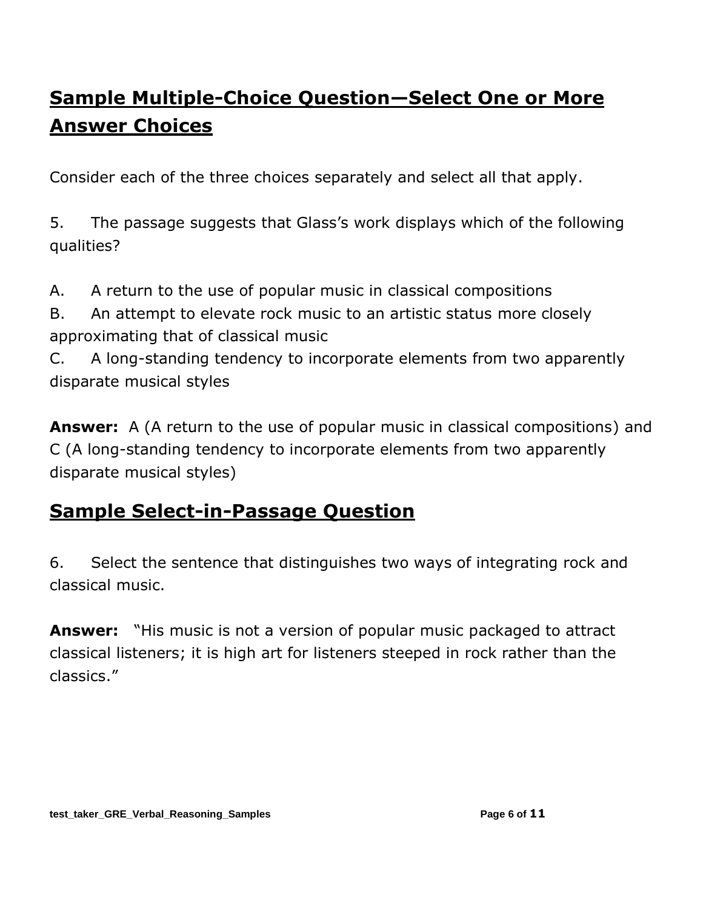## Sample Multiple-Choice Question—Select One or More Answer Choices

Consider each of the three choices separately and select all that apply.

5. The passage suggests that Glass's work displays which of the following qualities?

A. A return to the use of popular music in classical compositions
B. An attempt to elevate rock music to an artistic status more closely approximating that of classical music
C. A long-standing tendency to incorporate elements from two apparently disparate musical styles

**Answer:** A (A return to the use of popular music in classical compositions) and C (A long-standing tendency to incorporate elements from two apparently disparate musical styles)

## Sample Select-in-Passage Question

6. Select the sentence that distinguishes two ways of integrating rock and classical music.

**Answer:** "His music is not a version of popular music packaged to attract classical listeners; it is high art for listeners steeped in rock rather than the classics."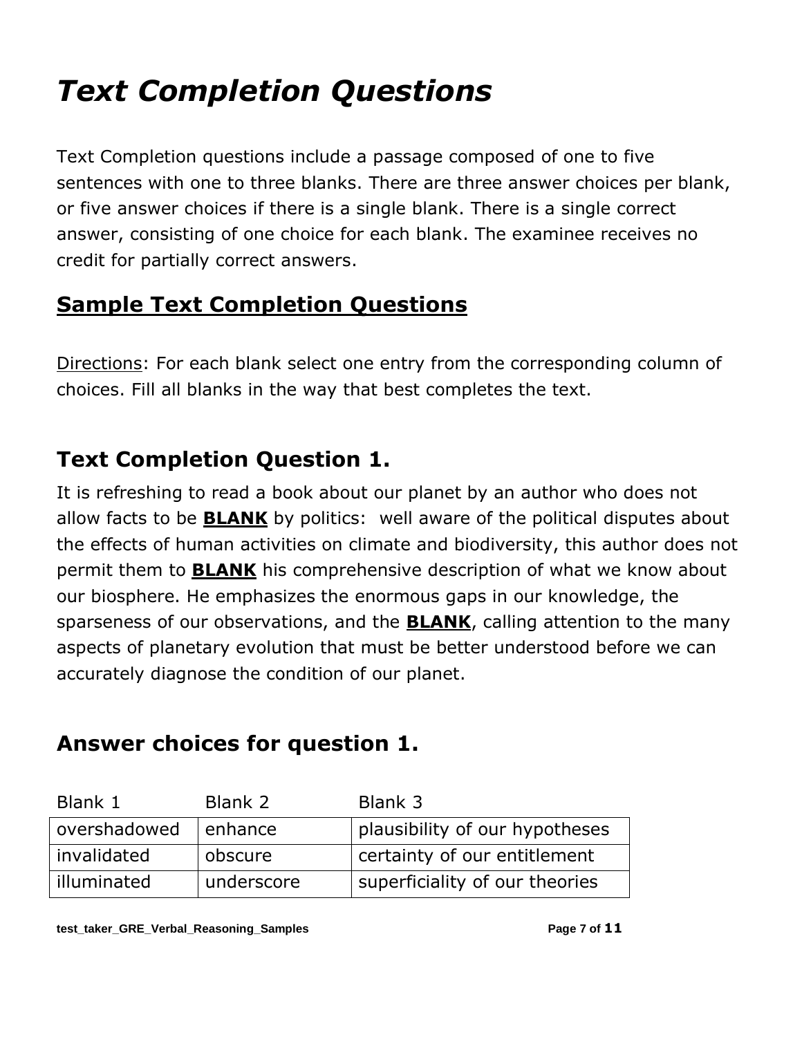# *Text Completion Questions*

Text Completion questions include a passage composed of one to five sentences with one to three blanks. There are three answer choices per blank, or five answer choices if there is a single blank. There is a single correct answer, consisting of one choice for each blank. The examinee receives no credit for partially correct answers.

## Sample Text Completion Questions

Directions: For each blank select one entry from the corresponding column of choices. Fill all blanks in the way that best completes the text.

## Text Completion Question 1.

It is refreshing to read a book about our planet by an author who does not allow facts to be **BLANK** by politics: well aware of the political disputes about the effects of human activities on climate and biodiversity, this author does not permit them to **BLANK** his comprehensive description of what we know about our biosphere. He emphasizes the enormous gaps in our knowledge, the sparseness of our observations, and the **BLANK**, calling attention to the many aspects of planetary evolution that must be better understood before we can accurately diagnose the condition of our planet.

## Answer choices for question 1.

| Blank 1 | Blank 2 | Blank 3 |
| --- | --- | --- |
| overshadowed | enhance | plausibility of our hypotheses |
| invalidated | obscure | certainty of our entitlement |
| illuminated | underscore | superficiality of our theories |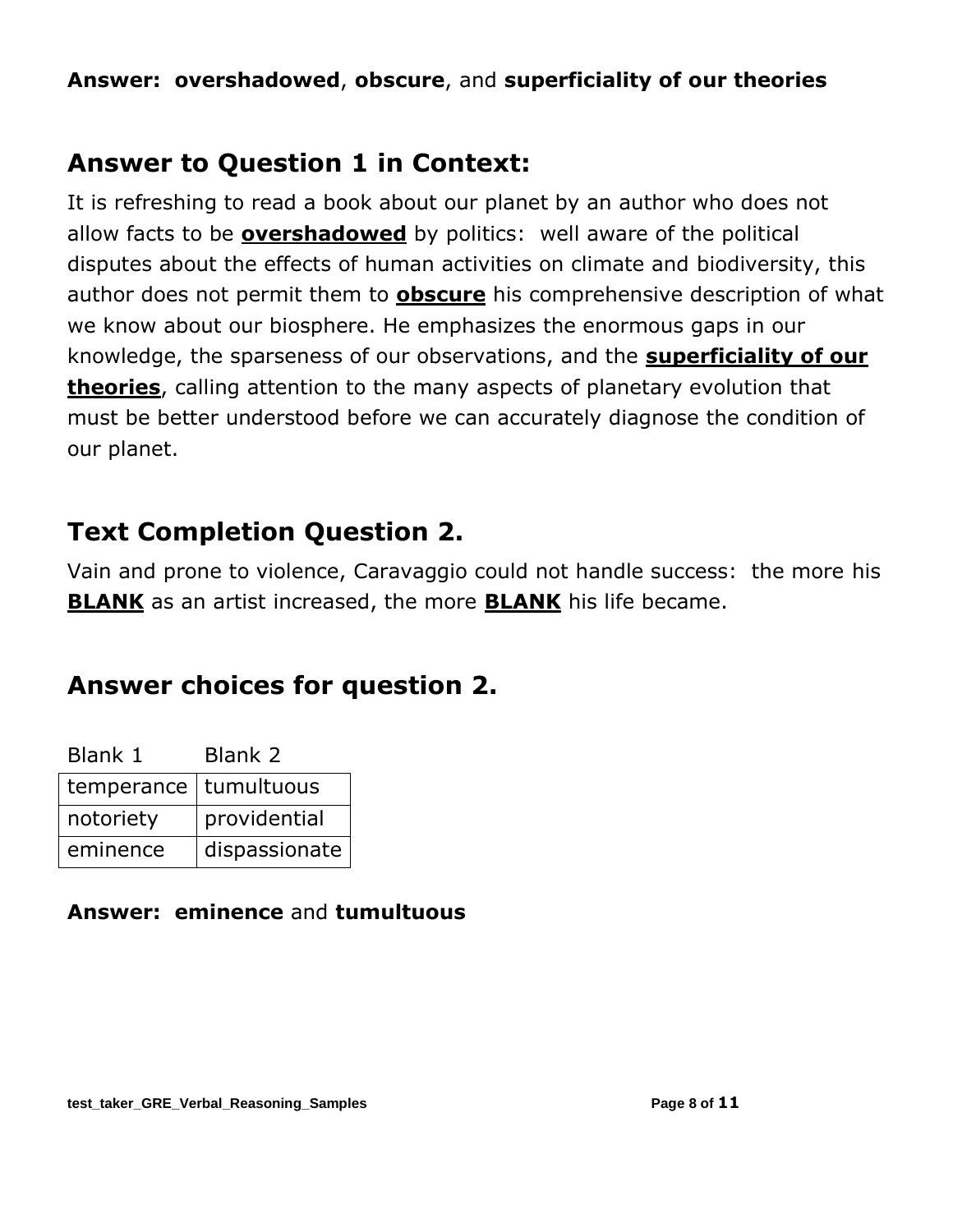**Answer: overshadowed**, **obscure**, and **superficiality of our theories**

## Answer to Question 1 in Context:

It is refreshing to read a book about our planet by an author who does not allow facts to be **overshadowed** by politics: well aware of the political disputes about the effects of human activities on climate and biodiversity, this author does not permit them to **obscure** his comprehensive description of what we know about our biosphere. He emphasizes the enormous gaps in our knowledge, the sparseness of our observations, and the **superficiality of our theories**, calling attention to the many aspects of planetary evolution that must be better understood before we can accurately diagnose the condition of our planet.

## Text Completion Question 2.

Vain and prone to violence, Caravaggio could not handle success: the more his **BLANK** as an artist increased, the more **BLANK** his life became.

## Answer choices for question 2.

| Blank 1 | Blank 2 |
| --- | --- |
| temperance | tumultuous |
| notoriety | providential |
| eminence | dispassionate |

**Answer: eminence** and **tumultuous**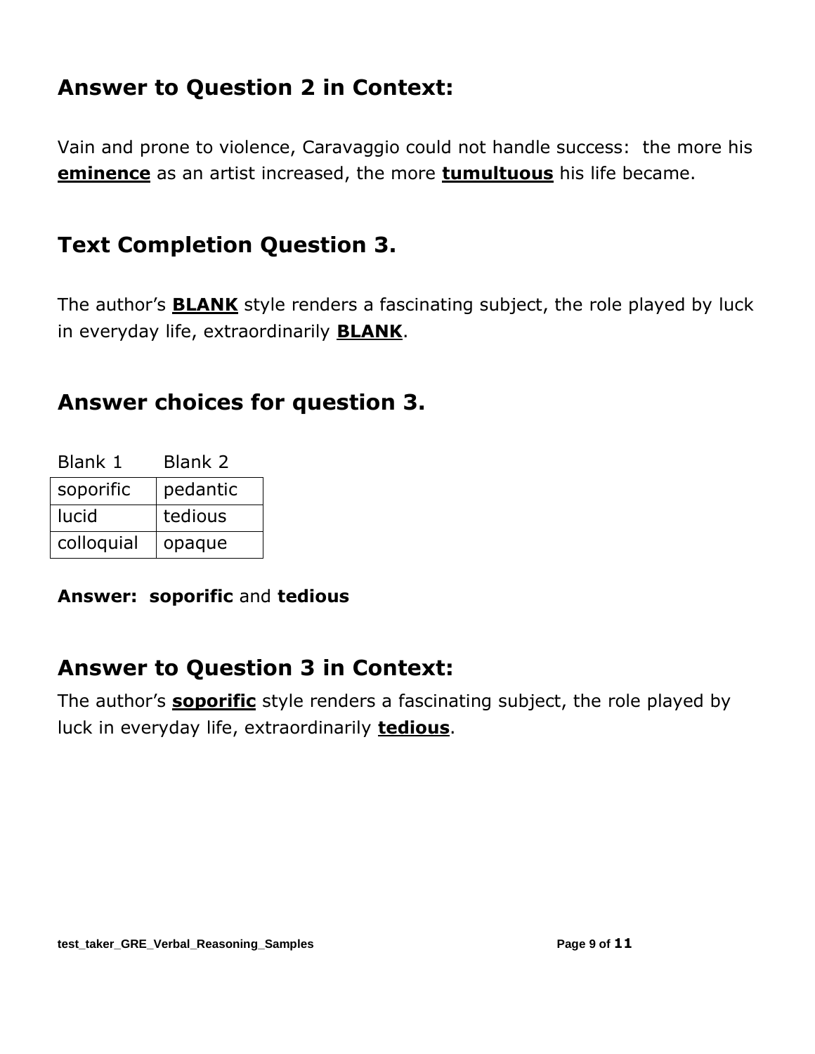## Answer to Question 2 in Context:

Vain and prone to violence, Caravaggio could not handle success: the more his **eminence** as an artist increased, the more **tumultuous** his life became.

## Text Completion Question 3.

The author's **BLANK** style renders a fascinating subject, the role played by luck in everyday life, extraordinarily **BLANK**.

## Answer choices for question 3.

| Blank 1 | Blank 2 |
|---|---|
| soporific | pedantic |
| lucid | tedious |
| colloquial | opaque |

**Answer: soporific** and **tedious**

## Answer to Question 3 in Context:

The author's **soporific** style renders a fascinating subject, the role played by luck in everyday life, extraordinarily **tedious**.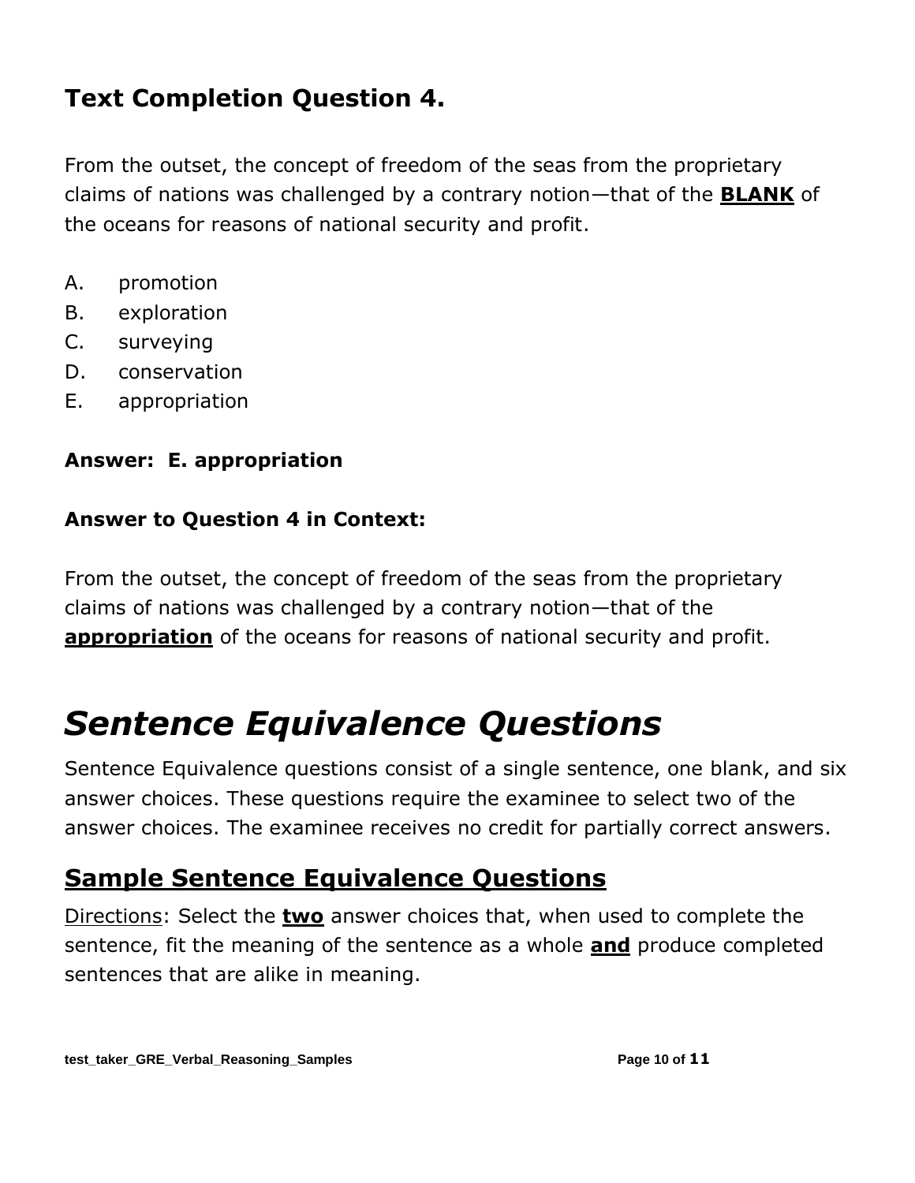### Text Completion Question 4.

From the outset, the concept of freedom of the seas from the proprietary claims of nations was challenged by a contrary notion—that of the **BLANK** of the oceans for reasons of national security and profit.

A. promotion
B. exploration
C. surveying
D. conservation
E. appropriation

**Answer: E. appropriation**

**Answer to Question 4 in Context:**

From the outset, the concept of freedom of the seas from the proprietary claims of nations was challenged by a contrary notion—that of the **appropriation** of the oceans for reasons of national security and profit.

# *Sentence Equivalence Questions*

Sentence Equivalence questions consist of a single sentence, one blank, and six answer choices. These questions require the examinee to select two of the answer choices. The examinee receives no credit for partially correct answers.

## Sample Sentence Equivalence Questions

Directions: Select the **two** answer choices that, when used to complete the sentence, fit the meaning of the sentence as a whole **and** produce completed sentences that are alike in meaning.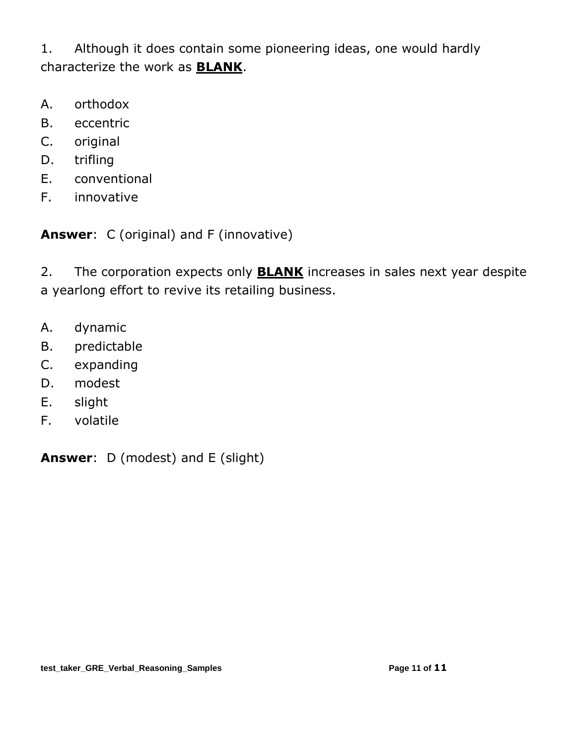1. Although it does contain some pioneering ideas, one would hardly characterize the work as **BLANK**.

A. orthodox
B. eccentric
C. original
D. trifling
E. conventional
F. innovative

**Answer**: C (original) and F (innovative)

2. The corporation expects only **BLANK** increases in sales next year despite a yearlong effort to revive its retailing business.

A. dynamic
B. predictable
C. expanding
D. modest
E. slight
F. volatile

**Answer**: D (modest) and E (slight)